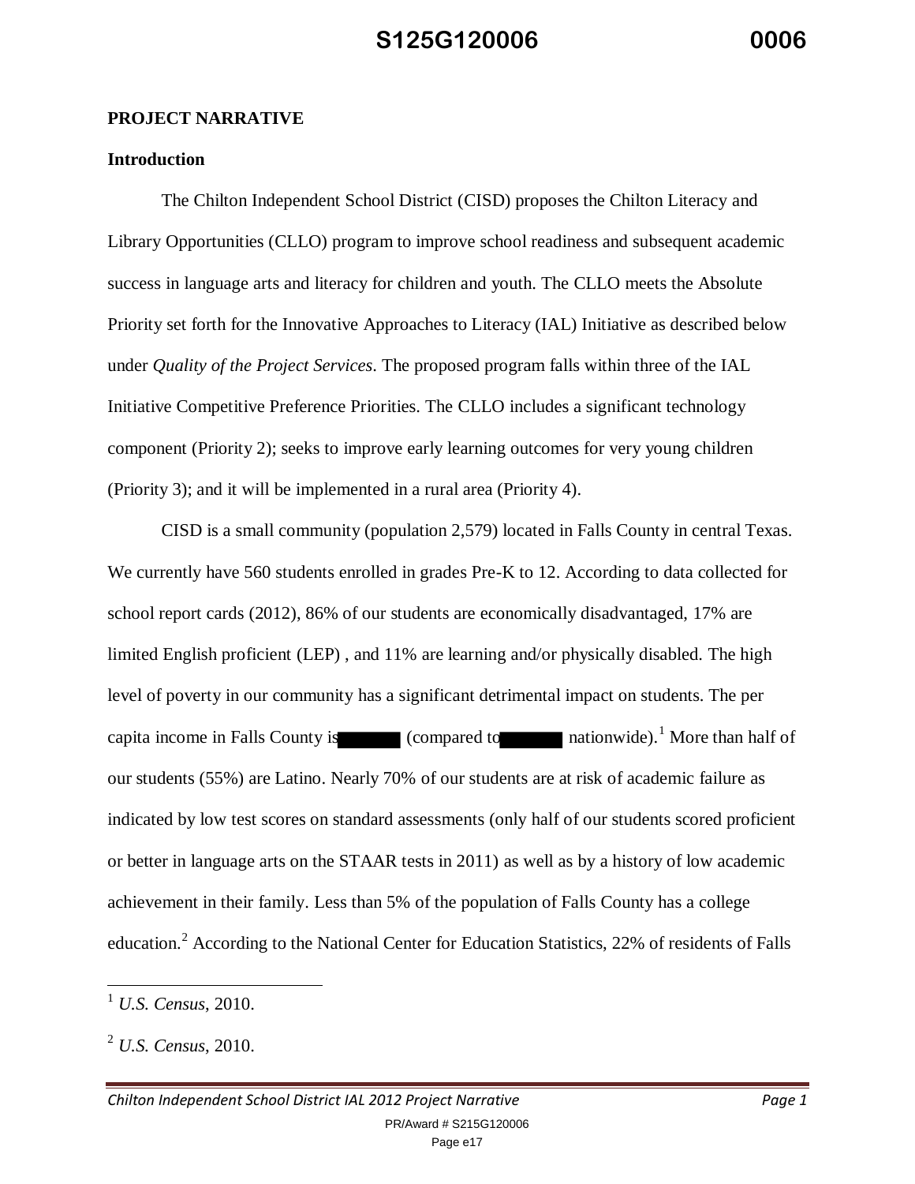**PROJECT NARRATIVE**

**Introduction**

The Chilton Independent School District (CISD) proposes the Chilton Literacy and Library Opportunities (CLLO) program to improve school readiness and subsequent academic success in language arts and literacy for children and youth. The CLLO meets the Absolute Priority set forth for the Innovative Approaches to Literacy (IAL) Initiative as described below under *Quality of the Project Services*. The proposed program falls within three of the IAL Initiative Competitive Preference Priorities. The CLLO includes a significant technology component (Priority 2); seeks to improve early learning outcomes for very young children (Priority 3); and it will be implemented in a rural area (Priority 4).

CISD is a small community (population 2,579) located in Falls County in central Texas. We currently have 560 students enrolled in grades Pre-K to 12. According to data collected for school report cards (2012), 86% of our students are economically disadvantaged, 17% are limited English proficient (LEP) , and 11% are learning and/or physically disabled. The high level of poverty in our community has a significant detrimental impact on students. The per capita income in Falls County is ██████ (compared to ██████ nationwide).[1] More than half of our students (55%) are Latino. Nearly 70% of our students are at risk of academic failure as indicated by low test scores on standard assessments (only half of our students scored proficient or better in language arts on the STAAR tests in 2011) as well as by a history of low academic achievement in their family. Less than 5% of the population of Falls County has a college education.[2] According to the National Center for Education Statistics, 22% of residents of Falls

---

[1] *U.S. Census*, 2010.

[2] *U.S. Census*, 2010.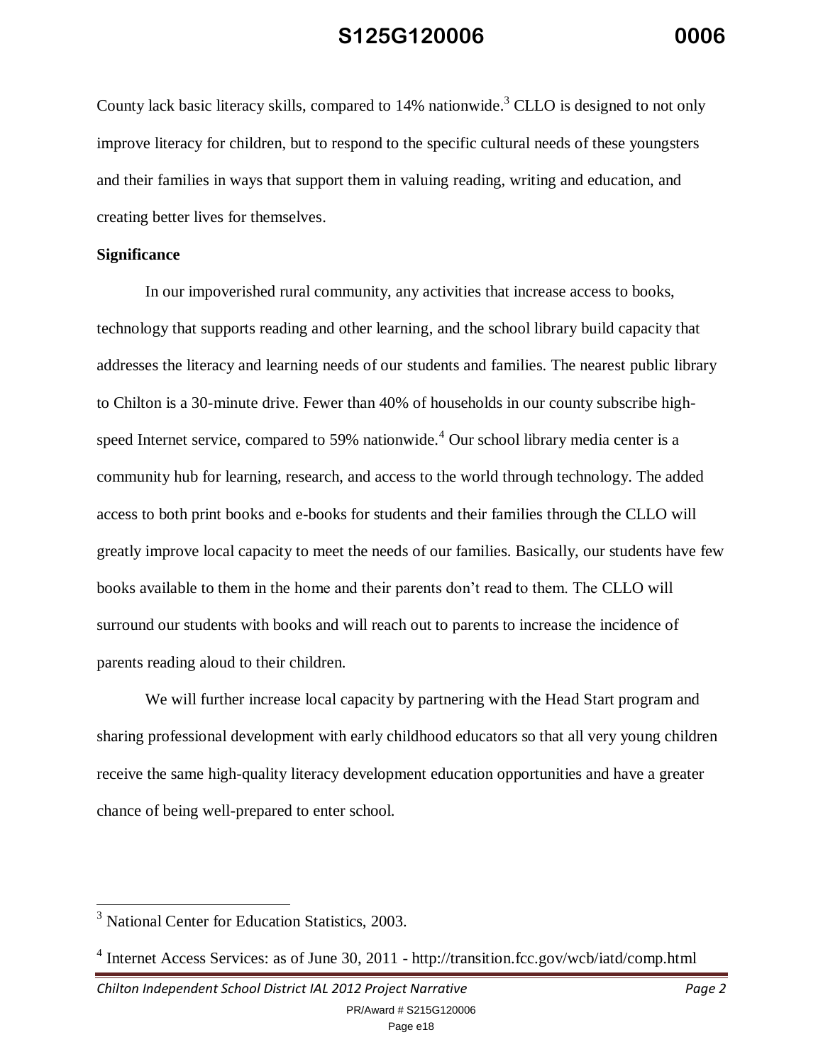County lack basic literacy skills, compared to 14% nationwide.[3] CLLO is designed to not only improve literacy for children, but to respond to the specific cultural needs of these youngsters and their families in ways that support them in valuing reading, writing and education, and creating better lives for themselves.

**Significance**

In our impoverished rural community, any activities that increase access to books, technology that supports reading and other learning, and the school library build capacity that addresses the literacy and learning needs of our students and families. The nearest public library to Chilton is a 30-minute drive. Fewer than 40% of households in our county subscribe high-speed Internet service, compared to 59% nationwide.[4] Our school library media center is a community hub for learning, research, and access to the world through technology. The added access to both print books and e-books for students and their families through the CLLO will greatly improve local capacity to meet the needs of our families. Basically, our students have few books available to them in the home and their parents don't read to them. The CLLO will surround our students with books and will reach out to parents to increase the incidence of parents reading aloud to their children.

We will further increase local capacity by partnering with the Head Start program and sharing professional development with early childhood educators so that all very young children receive the same high-quality literacy development education opportunities and have a greater chance of being well-prepared to enter school.

---

[3] National Center for Education Statistics, 2003.

[4] Internet Access Services: as of June 30, 2011 - http://transition.fcc.gov/wcb/iatd/comp.html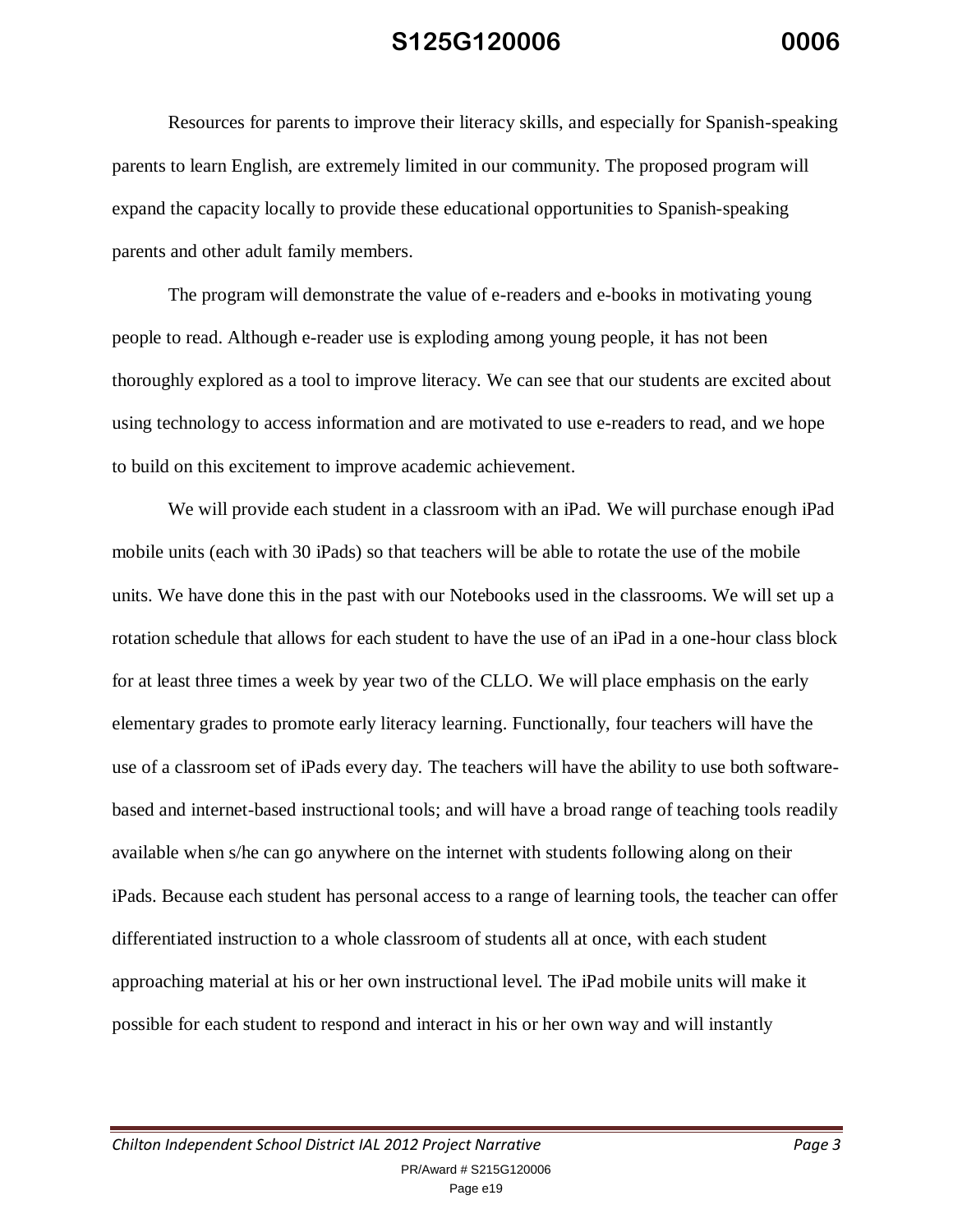Resources for parents to improve their literacy skills, and especially for Spanish-speaking parents to learn English, are extremely limited in our community. The proposed program will expand the capacity locally to provide these educational opportunities to Spanish-speaking parents and other adult family members.

The program will demonstrate the value of e-readers and e-books in motivating young people to read. Although e-reader use is exploding among young people, it has not been thoroughly explored as a tool to improve literacy. We can see that our students are excited about using technology to access information and are motivated to use e-readers to read, and we hope to build on this excitement to improve academic achievement.

We will provide each student in a classroom with an iPad. We will purchase enough iPad mobile units (each with 30 iPads) so that teachers will be able to rotate the use of the mobile units. We have done this in the past with our Notebooks used in the classrooms. We will set up a rotation schedule that allows for each student to have the use of an iPad in a one-hour class block for at least three times a week by year two of the CLLO. We will place emphasis on the early elementary grades to promote early literacy learning. Functionally, four teachers will have the use of a classroom set of iPads every day. The teachers will have the ability to use both software-based and internet-based instructional tools; and will have a broad range of teaching tools readily available when s/he can go anywhere on the internet with students following along on their iPads. Because each student has personal access to a range of learning tools, the teacher can offer differentiated instruction to a whole classroom of students all at once, with each student approaching material at his or her own instructional level. The iPad mobile units will make it possible for each student to respond and interact in his or her own way and will instantly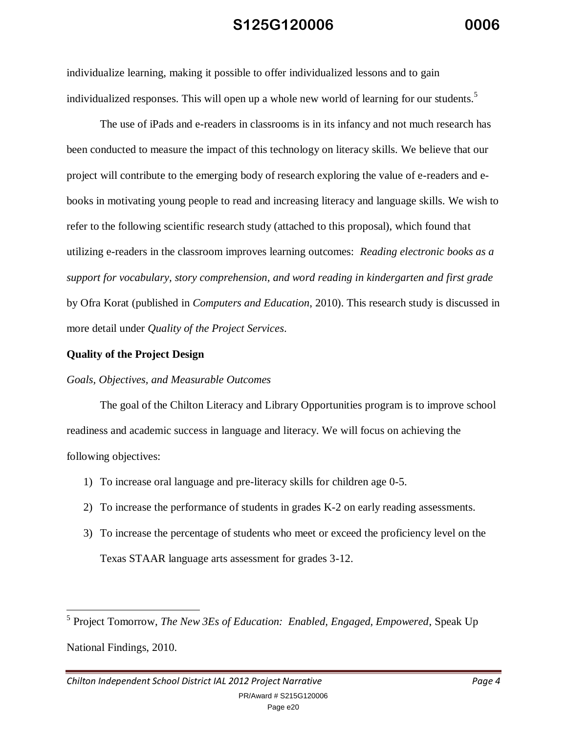individualize learning, making it possible to offer individualized lessons and to gain individualized responses. This will open up a whole new world of learning for our students.[5]

The use of iPads and e-readers in classrooms is in its infancy and not much research has been conducted to measure the impact of this technology on literacy skills. We believe that our project will contribute to the emerging body of research exploring the value of e-readers and e-books in motivating young people to read and increasing literacy and language skills. We wish to refer to the following scientific research study (attached to this proposal), which found that utilizing e-readers in the classroom improves learning outcomes: *Reading electronic books as a support for vocabulary, story comprehension, and word reading in kindergarten and first grade* by Ofra Korat (published in *Computers and Education*, 2010). This research study is discussed in more detail under *Quality of the Project Services*.

**Quality of the Project Design**

*Goals, Objectives, and Measurable Outcomes*

The goal of the Chilton Literacy and Library Opportunities program is to improve school readiness and academic success in language and literacy. We will focus on achieving the following objectives:

1) To increase oral language and pre-literacy skills for children age 0-5.
2) To increase the performance of students in grades K-2 on early reading assessments.
3) To increase the percentage of students who meet or exceed the proficiency level on the Texas STAAR language arts assessment for grades 3-12.

---

[5] Project Tomorrow, *The New 3Es of Education: Enabled, Engaged, Empowered*, Speak Up National Findings, 2010.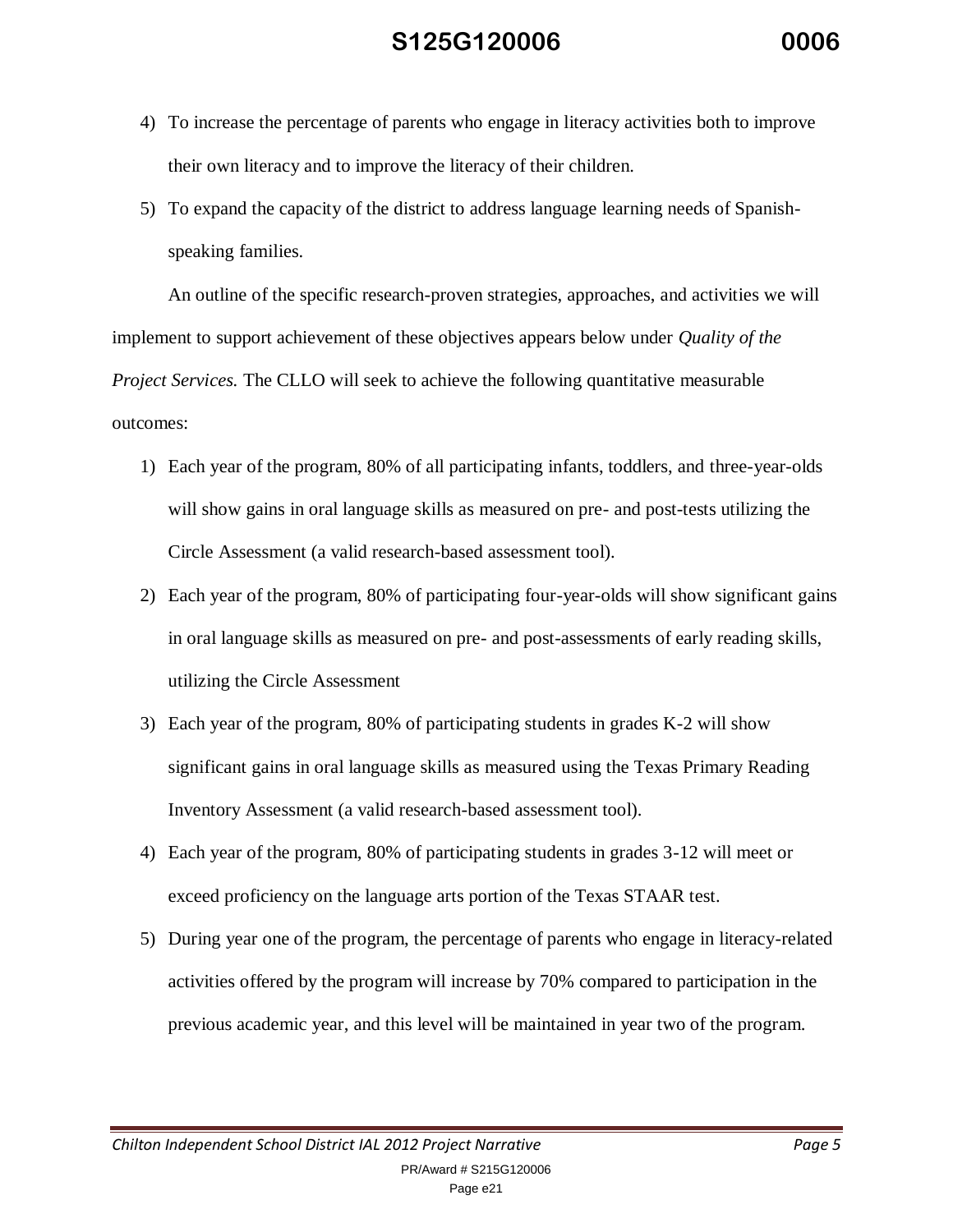4) To increase the percentage of parents who engage in literacy activities both to improve their own literacy and to improve the literacy of their children.
5) To expand the capacity of the district to address language learning needs of Spanish-speaking families.

An outline of the specific research-proven strategies, approaches, and activities we will implement to support achievement of these objectives appears below under *Quality of the Project Services.* The CLLO will seek to achieve the following quantitative measurable outcomes:

1) Each year of the program, 80% of all participating infants, toddlers, and three-year-olds will show gains in oral language skills as measured on pre- and post-tests utilizing the Circle Assessment (a valid research-based assessment tool).
2) Each year of the program, 80% of participating four-year-olds will show significant gains in oral language skills as measured on pre- and post-assessments of early reading skills, utilizing the Circle Assessment
3) Each year of the program, 80% of participating students in grades K-2 will show significant gains in oral language skills as measured using the Texas Primary Reading Inventory Assessment (a valid research-based assessment tool).
4) Each year of the program, 80% of participating students in grades 3-12 will meet or exceed proficiency on the language arts portion of the Texas STAAR test.
5) During year one of the program, the percentage of parents who engage in literacy-related activities offered by the program will increase by 70% compared to participation in the previous academic year, and this level will be maintained in year two of the program.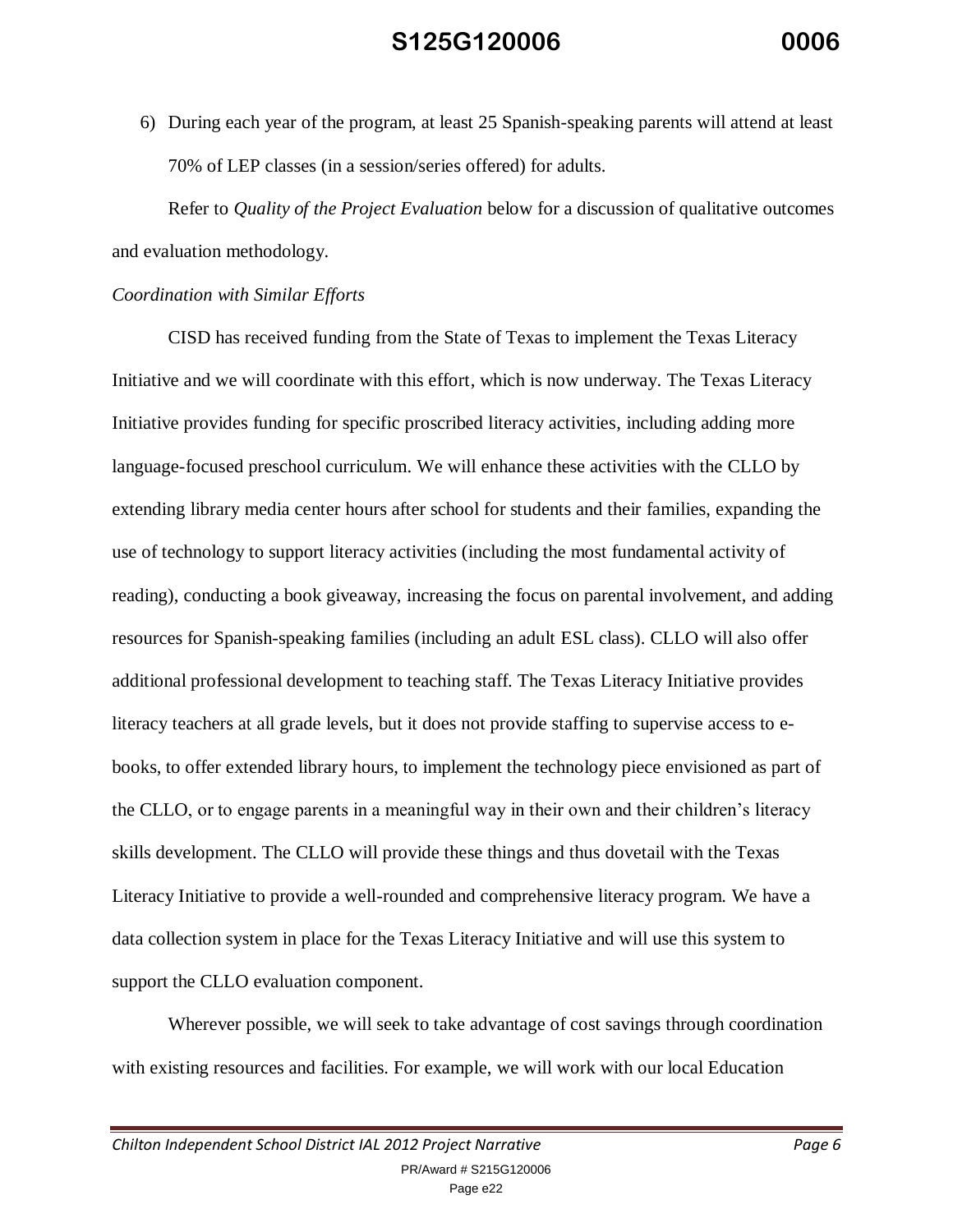6) During each year of the program, at least 25 Spanish-speaking parents will attend at least 70% of LEP classes (in a session/series offered) for adults.

Refer to *Quality of the Project Evaluation* below for a discussion of qualitative outcomes and evaluation methodology.

*Coordination with Similar Efforts*

CISD has received funding from the State of Texas to implement the Texas Literacy Initiative and we will coordinate with this effort, which is now underway. The Texas Literacy Initiative provides funding for specific proscribed literacy activities, including adding more language-focused preschool curriculum. We will enhance these activities with the CLLO by extending library media center hours after school for students and their families, expanding the use of technology to support literacy activities (including the most fundamental activity of reading), conducting a book giveaway, increasing the focus on parental involvement, and adding resources for Spanish-speaking families (including an adult ESL class). CLLO will also offer additional professional development to teaching staff. The Texas Literacy Initiative provides literacy teachers at all grade levels, but it does not provide staffing to supervise access to e-books, to offer extended library hours, to implement the technology piece envisioned as part of the CLLO, or to engage parents in a meaningful way in their own and their children's literacy skills development. The CLLO will provide these things and thus dovetail with the Texas Literacy Initiative to provide a well-rounded and comprehensive literacy program. We have a data collection system in place for the Texas Literacy Initiative and will use this system to support the CLLO evaluation component.

Wherever possible, we will seek to take advantage of cost savings through coordination with existing resources and facilities. For example, we will work with our local Education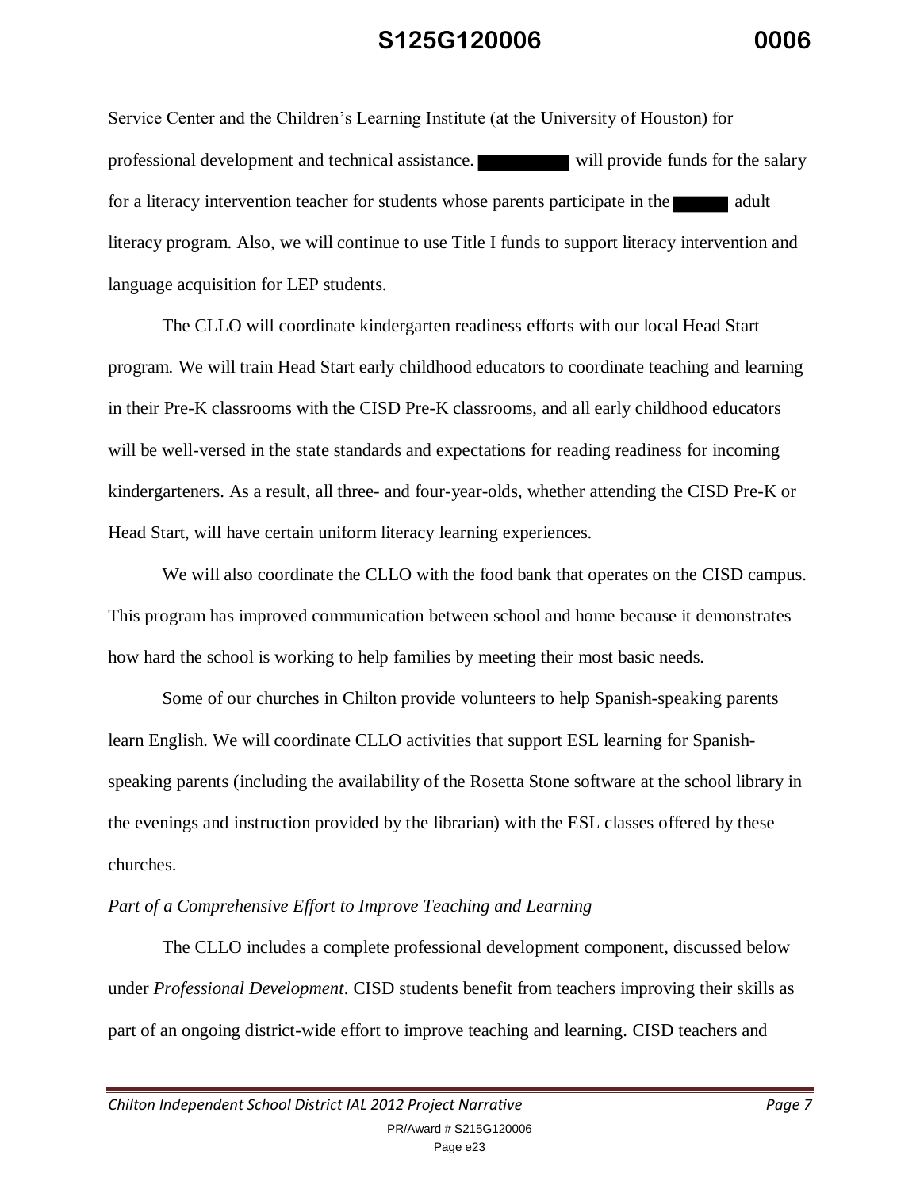Service Center and the Children's Learning Institute (at the University of Houston) for professional development and technical assistance. ██████ will provide funds for the salary for a literacy intervention teacher for students whose parents participate in the ████ adult literacy program. Also, we will continue to use Title I funds to support literacy intervention and language acquisition for LEP students.

The CLLO will coordinate kindergarten readiness efforts with our local Head Start program. We will train Head Start early childhood educators to coordinate teaching and learning in their Pre-K classrooms with the CISD Pre-K classrooms, and all early childhood educators will be well-versed in the state standards and expectations for reading readiness for incoming kindergarteners. As a result, all three- and four-year-olds, whether attending the CISD Pre-K or Head Start, will have certain uniform literacy learning experiences.

We will also coordinate the CLLO with the food bank that operates on the CISD campus. This program has improved communication between school and home because it demonstrates how hard the school is working to help families by meeting their most basic needs.

Some of our churches in Chilton provide volunteers to help Spanish-speaking parents learn English. We will coordinate CLLO activities that support ESL learning for Spanish-speaking parents (including the availability of the Rosetta Stone software at the school library in the evenings and instruction provided by the librarian) with the ESL classes offered by these churches.

*Part of a Comprehensive Effort to Improve Teaching and Learning*

The CLLO includes a complete professional development component, discussed below under *Professional Development*. CISD students benefit from teachers improving their skills as part of an ongoing district-wide effort to improve teaching and learning. CISD teachers and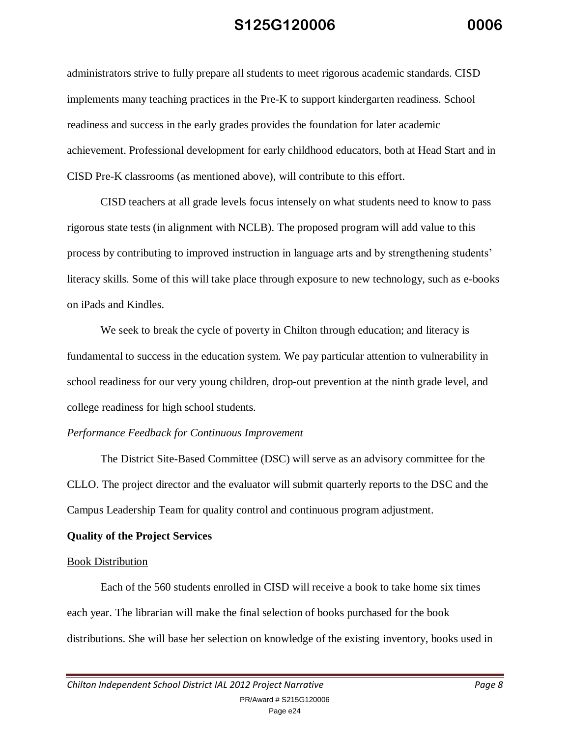administrators strive to fully prepare all students to meet rigorous academic standards. CISD implements many teaching practices in the Pre-K to support kindergarten readiness. School readiness and success in the early grades provides the foundation for later academic achievement. Professional development for early childhood educators, both at Head Start and in CISD Pre-K classrooms (as mentioned above), will contribute to this effort.

CISD teachers at all grade levels focus intensely on what students need to know to pass rigorous state tests (in alignment with NCLB). The proposed program will add value to this process by contributing to improved instruction in language arts and by strengthening students' literacy skills. Some of this will take place through exposure to new technology, such as e-books on iPads and Kindles.

We seek to break the cycle of poverty in Chilton through education; and literacy is fundamental to success in the education system. We pay particular attention to vulnerability in school readiness for our very young children, drop-out prevention at the ninth grade level, and college readiness for high school students.

*Performance Feedback for Continuous Improvement*

The District Site-Based Committee (DSC) will serve as an advisory committee for the CLLO. The project director and the evaluator will submit quarterly reports to the DSC and the Campus Leadership Team for quality control and continuous program adjustment.

**Quality of the Project Services**

<u>Book Distribution</u>

Each of the 560 students enrolled in CISD will receive a book to take home six times each year. The librarian will make the final selection of books purchased for the book distributions. She will base her selection on knowledge of the existing inventory, books used in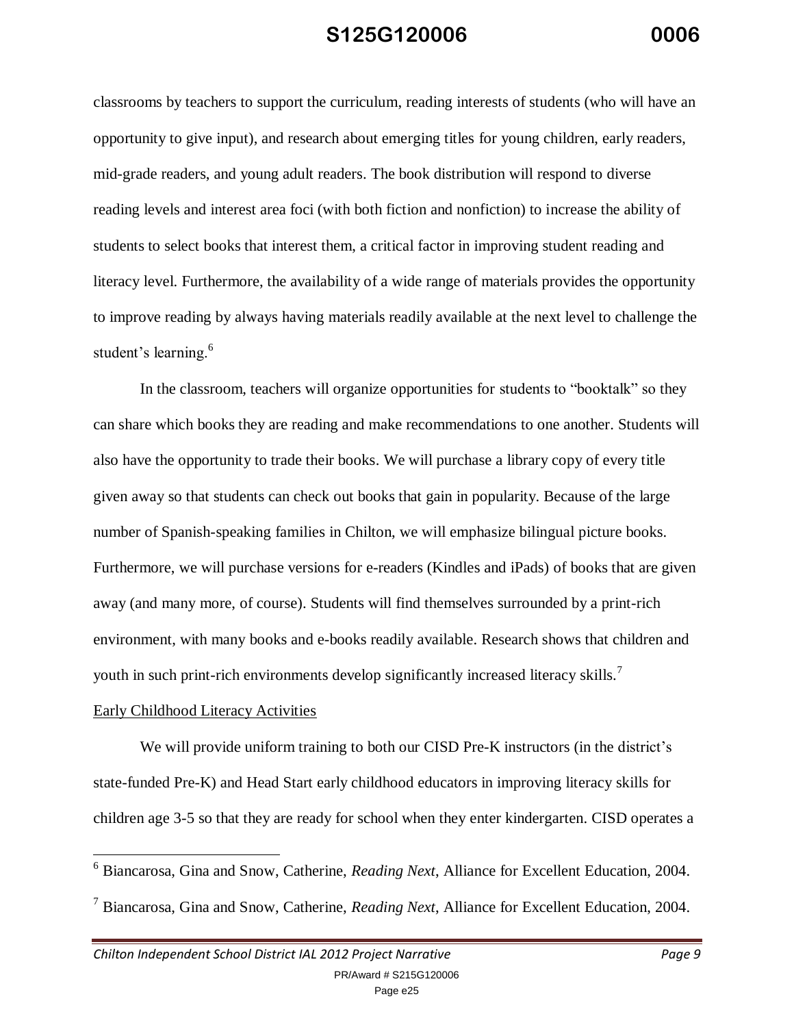classrooms by teachers to support the curriculum, reading interests of students (who will have an opportunity to give input), and research about emerging titles for young children, early readers, mid-grade readers, and young adult readers. The book distribution will respond to diverse reading levels and interest area foci (with both fiction and nonfiction) to increase the ability of students to select books that interest them, a critical factor in improving student reading and literacy level. Furthermore, the availability of a wide range of materials provides the opportunity to improve reading by always having materials readily available at the next level to challenge the student's learning.[6]

In the classroom, teachers will organize opportunities for students to "booktalk" so they can share which books they are reading and make recommendations to one another. Students will also have the opportunity to trade their books. We will purchase a library copy of every title given away so that students can check out books that gain in popularity. Because of the large number of Spanish-speaking families in Chilton, we will emphasize bilingual picture books. Furthermore, we will purchase versions for e-readers (Kindles and iPads) of books that are given away (and many more, of course). Students will find themselves surrounded by a print-rich environment, with many books and e-books readily available. Research shows that children and youth in such print-rich environments develop significantly increased literacy skills.[7]

<u>Early Childhood Literacy Activities</u>

We will provide uniform training to both our CISD Pre-K instructors (in the district's state-funded Pre-K) and Head Start early childhood educators in improving literacy skills for children age 3-5 so that they are ready for school when they enter kindergarten. CISD operates a

---

[6] Biancarosa, Gina and Snow, Catherine, *Reading Next*, Alliance for Excellent Education, 2004.

[7] Biancarosa, Gina and Snow, Catherine, *Reading Next*, Alliance for Excellent Education, 2004.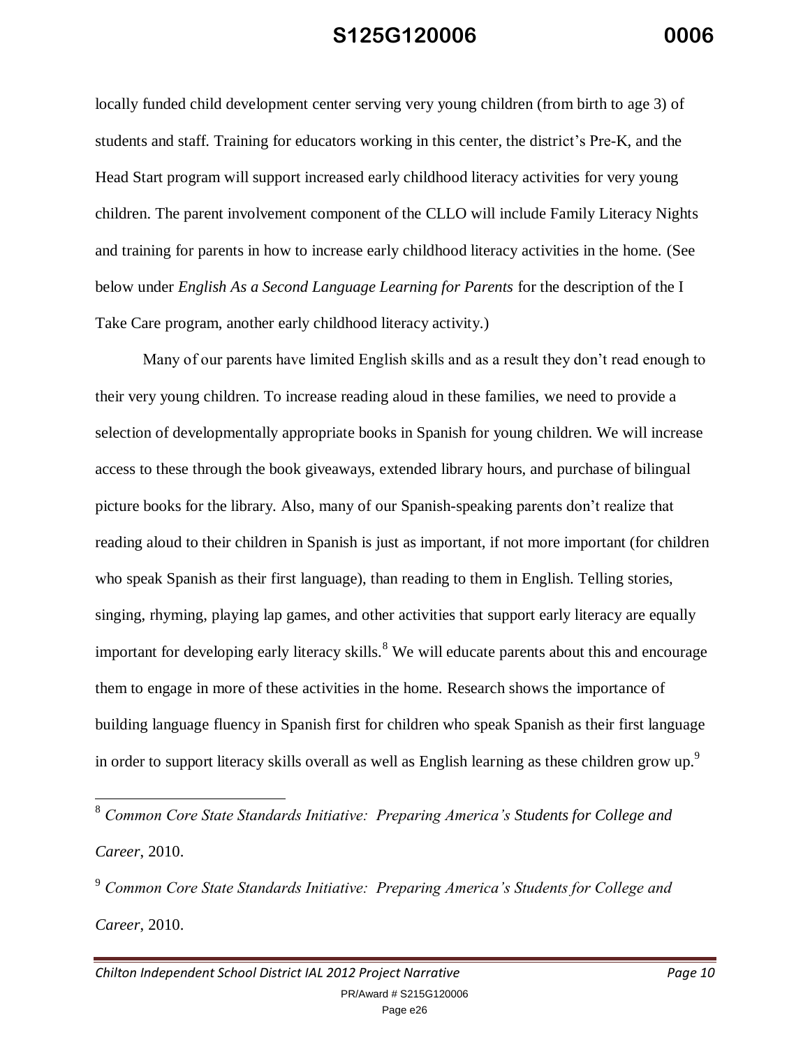locally funded child development center serving very young children (from birth to age 3) of students and staff. Training for educators working in this center, the district's Pre-K, and the Head Start program will support increased early childhood literacy activities for very young children. The parent involvement component of the CLLO will include Family Literacy Nights and training for parents in how to increase early childhood literacy activities in the home. (See below under *English As a Second Language Learning for Parents* for the description of the I Take Care program, another early childhood literacy activity.)

Many of our parents have limited English skills and as a result they don't read enough to their very young children. To increase reading aloud in these families, we need to provide a selection of developmentally appropriate books in Spanish for young children. We will increase access to these through the book giveaways, extended library hours, and purchase of bilingual picture books for the library. Also, many of our Spanish-speaking parents don't realize that reading aloud to their children in Spanish is just as important, if not more important (for children who speak Spanish as their first language), than reading to them in English. Telling stories, singing, rhyming, playing lap games, and other activities that support early literacy are equally important for developing early literacy skills.[8] We will educate parents about this and encourage them to engage in more of these activities in the home. Research shows the importance of building language fluency in Spanish first for children who speak Spanish as their first language in order to support literacy skills overall as well as English learning as these children grow up.[9]

---

[8] *Common Core State Standards Initiative: Preparing America's Students for College and Career*, 2010.

[9] *Common Core State Standards Initiative: Preparing America's Students for College and Career*, 2010.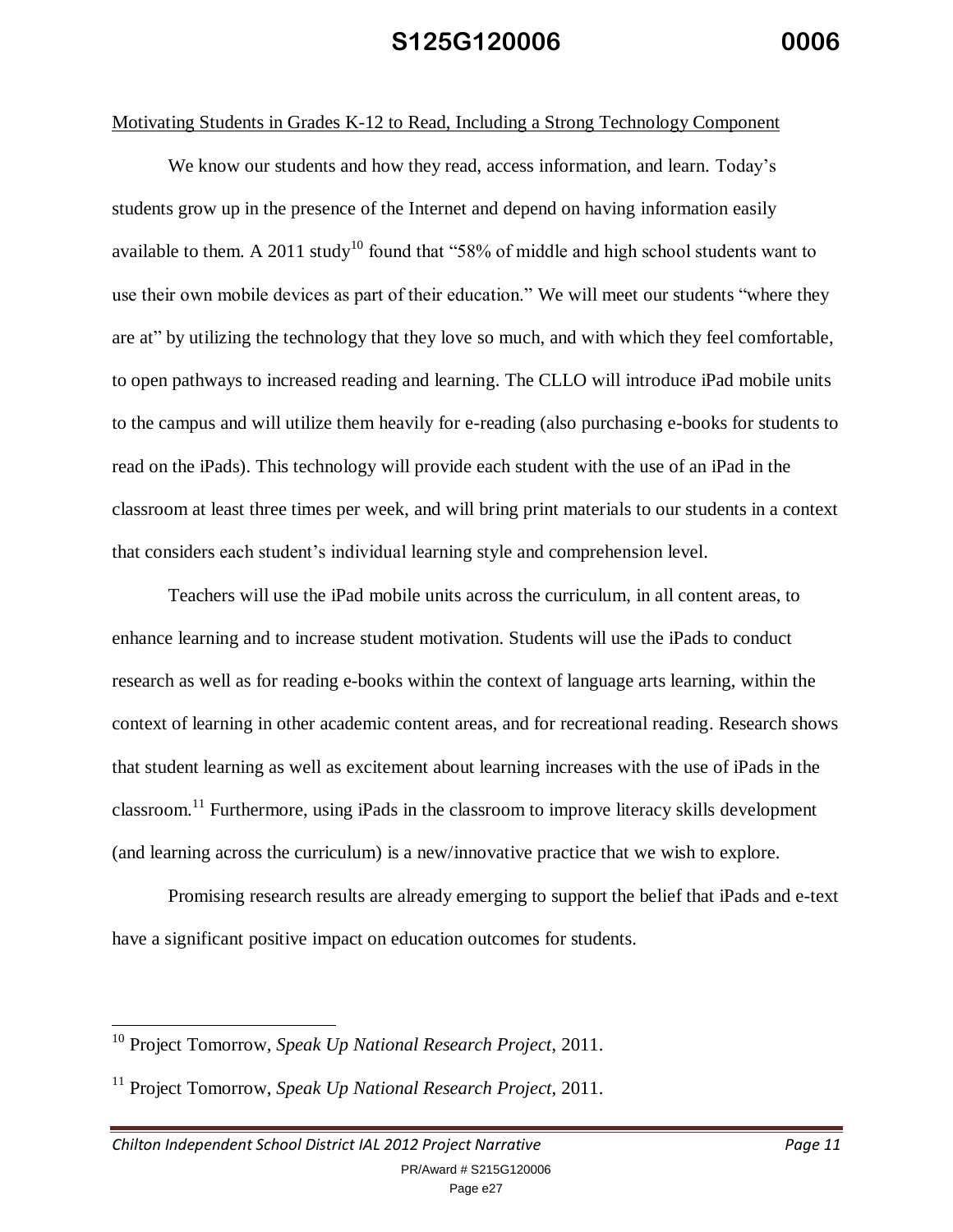Motivating Students in Grades K-12 to Read, Including a Strong Technology Component

We know our students and how they read, access information, and learn. Today's students grow up in the presence of the Internet and depend on having information easily available to them. A 2011 study[10] found that "58% of middle and high school students want to use their own mobile devices as part of their education." We will meet our students "where they are at" by utilizing the technology that they love so much, and with which they feel comfortable, to open pathways to increased reading and learning. The CLLO will introduce iPad mobile units to the campus and will utilize them heavily for e-reading (also purchasing e-books for students to read on the iPads). This technology will provide each student with the use of an iPad in the classroom at least three times per week, and will bring print materials to our students in a context that considers each student's individual learning style and comprehension level.

Teachers will use the iPad mobile units across the curriculum, in all content areas, to enhance learning and to increase student motivation. Students will use the iPads to conduct research as well as for reading e-books within the context of language arts learning, within the context of learning in other academic content areas, and for recreational reading. Research shows that student learning as well as excitement about learning increases with the use of iPads in the classroom.[11] Furthermore, using iPads in the classroom to improve literacy skills development (and learning across the curriculum) is a new/innovative practice that we wish to explore.

Promising research results are already emerging to support the belief that iPads and e-text have a significant positive impact on education outcomes for students.

---

[10] Project Tomorrow, *Speak Up National Research Project*, 2011.

[11] Project Tomorrow, *Speak Up National Research Project*, 2011.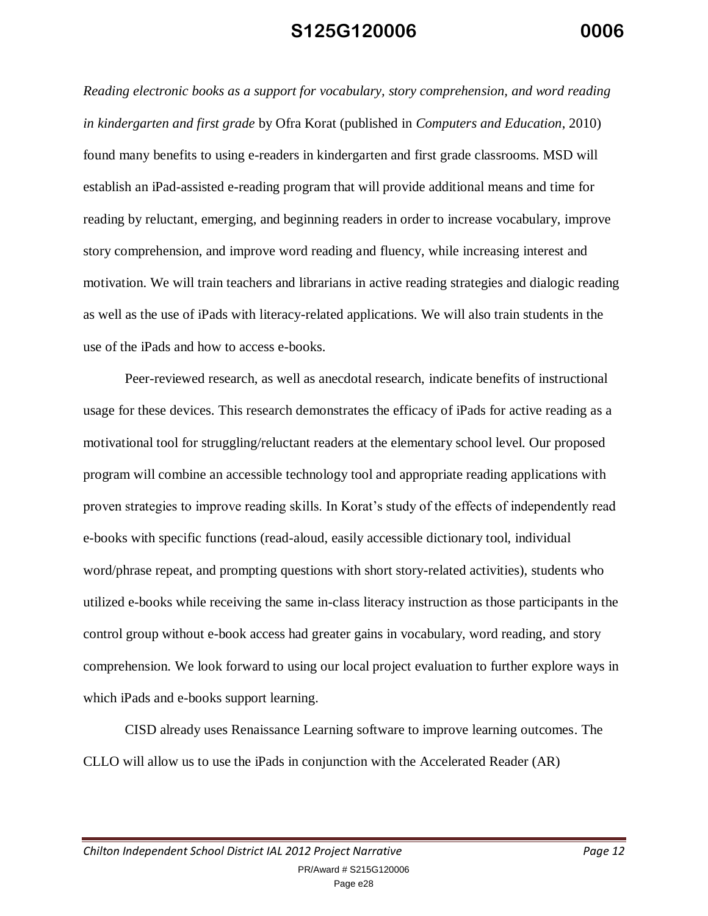*Reading electronic books as a support for vocabulary, story comprehension, and word reading in kindergarten and first grade* by Ofra Korat (published in *Computers and Education*, 2010) found many benefits to using e-readers in kindergarten and first grade classrooms. MSD will establish an iPad-assisted e-reading program that will provide additional means and time for reading by reluctant, emerging, and beginning readers in order to increase vocabulary, improve story comprehension, and improve word reading and fluency, while increasing interest and motivation. We will train teachers and librarians in active reading strategies and dialogic reading as well as the use of iPads with literacy-related applications. We will also train students in the use of the iPads and how to access e-books.

Peer-reviewed research, as well as anecdotal research, indicate benefits of instructional usage for these devices. This research demonstrates the efficacy of iPads for active reading as a motivational tool for struggling/reluctant readers at the elementary school level. Our proposed program will combine an accessible technology tool and appropriate reading applications with proven strategies to improve reading skills. In Korat's study of the effects of independently read e-books with specific functions (read-aloud, easily accessible dictionary tool, individual word/phrase repeat, and prompting questions with short story-related activities), students who utilized e-books while receiving the same in-class literacy instruction as those participants in the control group without e-book access had greater gains in vocabulary, word reading, and story comprehension. We look forward to using our local project evaluation to further explore ways in which iPads and e-books support learning.

CISD already uses Renaissance Learning software to improve learning outcomes. The CLLO will allow us to use the iPads in conjunction with the Accelerated Reader (AR)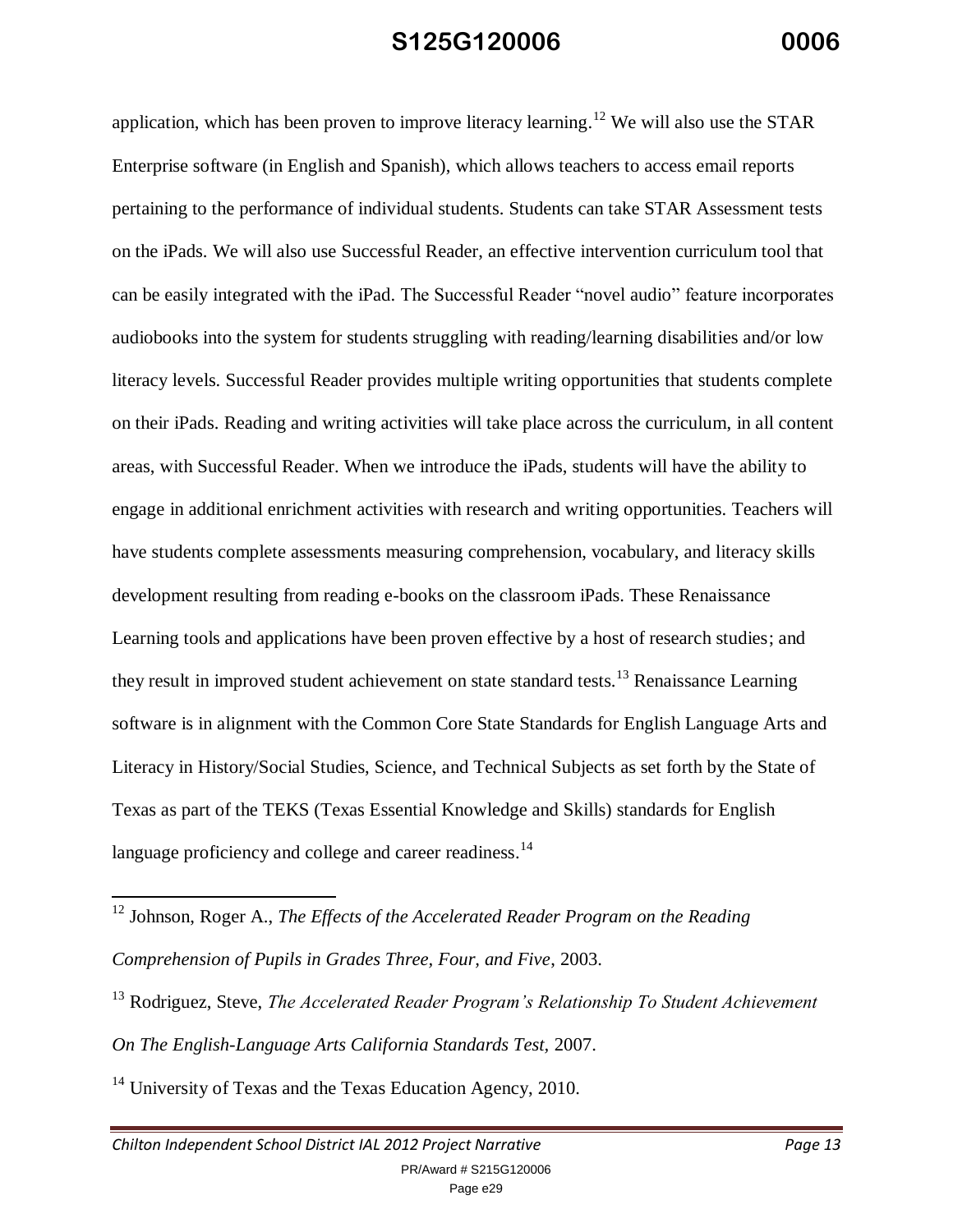application, which has been proven to improve literacy learning.[12] We will also use the STAR Enterprise software (in English and Spanish), which allows teachers to access email reports pertaining to the performance of individual students. Students can take STAR Assessment tests on the iPads. We will also use Successful Reader, an effective intervention curriculum tool that can be easily integrated with the iPad. The Successful Reader "novel audio" feature incorporates audiobooks into the system for students struggling with reading/learning disabilities and/or low literacy levels. Successful Reader provides multiple writing opportunities that students complete on their iPads. Reading and writing activities will take place across the curriculum, in all content areas, with Successful Reader. When we introduce the iPads, students will have the ability to engage in additional enrichment activities with research and writing opportunities. Teachers will have students complete assessments measuring comprehension, vocabulary, and literacy skills development resulting from reading e-books on the classroom iPads. These Renaissance Learning tools and applications have been proven effective by a host of research studies; and they result in improved student achievement on state standard tests.[13] Renaissance Learning software is in alignment with the Common Core State Standards for English Language Arts and Literacy in History/Social Studies, Science, and Technical Subjects as set forth by the State of Texas as part of the TEKS (Texas Essential Knowledge and Skills) standards for English language proficiency and college and career readiness.[14]

---

[12] Johnson, Roger A., *The Effects of the Accelerated Reader Program on the Reading Comprehension of Pupils in Grades Three, Four, and Five*, 2003.

[13] Rodriguez, Steve, *The Accelerated Reader Program's Relationship To Student Achievement On The English-Language Arts California Standards Test,* 2007.

[14] University of Texas and the Texas Education Agency, 2010.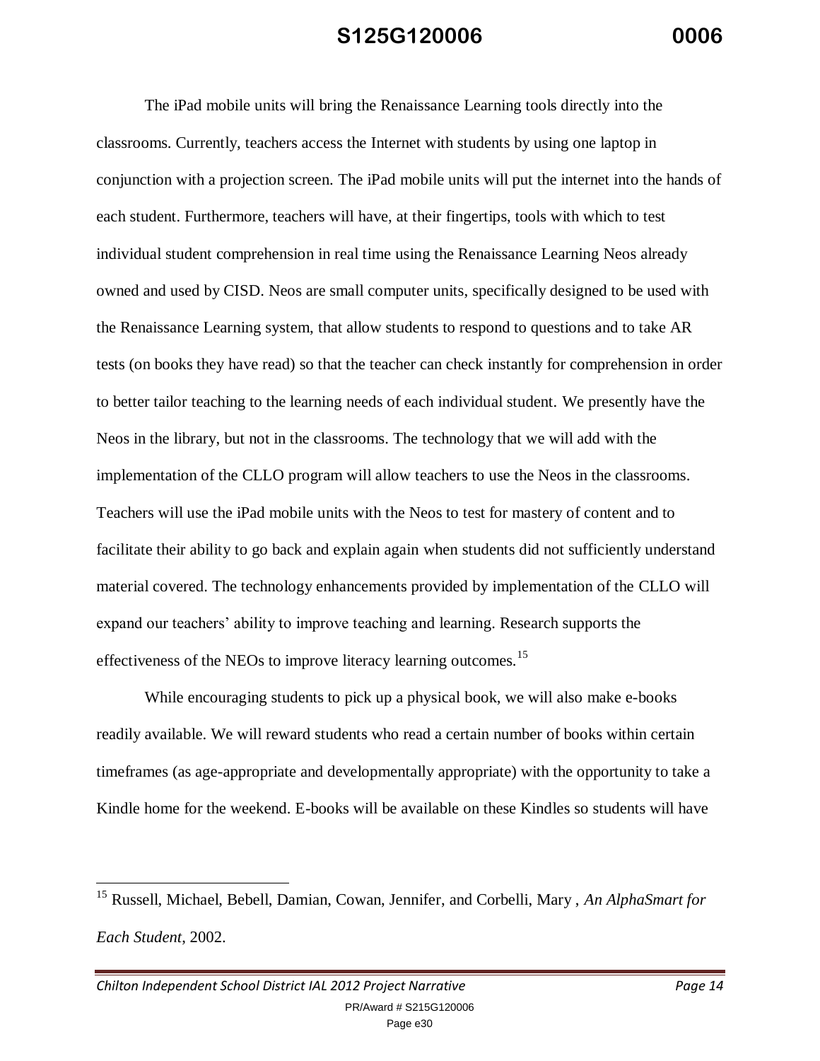The iPad mobile units will bring the Renaissance Learning tools directly into the classrooms. Currently, teachers access the Internet with students by using one laptop in conjunction with a projection screen. The iPad mobile units will put the internet into the hands of each student. Furthermore, teachers will have, at their fingertips, tools with which to test individual student comprehension in real time using the Renaissance Learning Neos already owned and used by CISD. Neos are small computer units, specifically designed to be used with the Renaissance Learning system, that allow students to respond to questions and to take AR tests (on books they have read) so that the teacher can check instantly for comprehension in order to better tailor teaching to the learning needs of each individual student. We presently have the Neos in the library, but not in the classrooms. The technology that we will add with the implementation of the CLLO program will allow teachers to use the Neos in the classrooms. Teachers will use the iPad mobile units with the Neos to test for mastery of content and to facilitate their ability to go back and explain again when students did not sufficiently understand material covered. The technology enhancements provided by implementation of the CLLO will expand our teachers' ability to improve teaching and learning. Research supports the effectiveness of the NEOs to improve literacy learning outcomes.[15]

While encouraging students to pick up a physical book, we will also make e-books readily available. We will reward students who read a certain number of books within certain timeframes (as age-appropriate and developmentally appropriate) with the opportunity to take a Kindle home for the weekend. E-books will be available on these Kindles so students will have

---

[15] Russell, Michael, Bebell, Damian, Cowan, Jennifer, and Corbelli, Mary , *An AlphaSmart for Each Student*, 2002.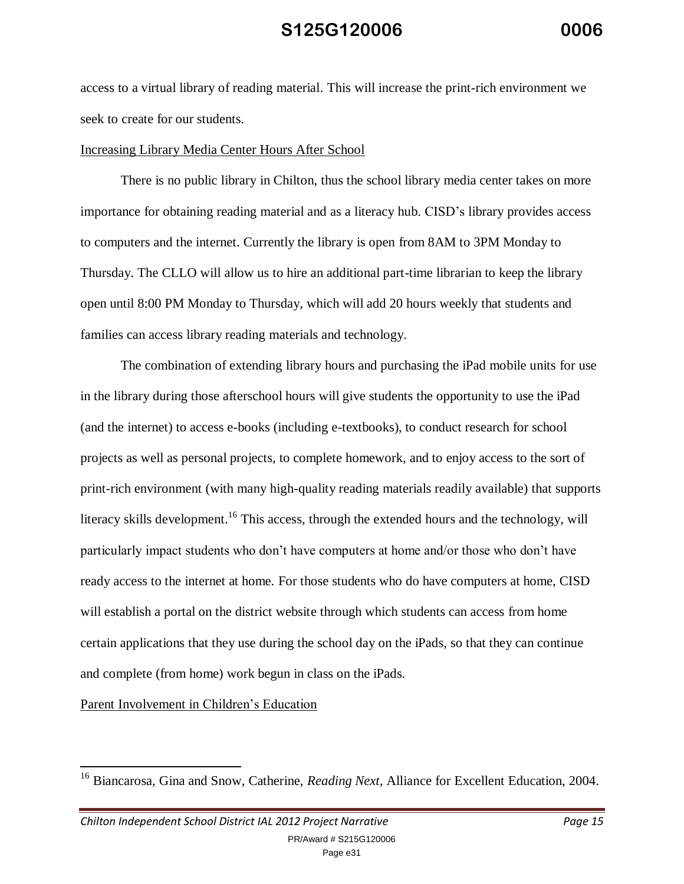access to a virtual library of reading material. This will increase the print-rich environment we seek to create for our students.

Increasing Library Media Center Hours After School

There is no public library in Chilton, thus the school library media center takes on more importance for obtaining reading material and as a literacy hub. CISD's library provides access to computers and the internet. Currently the library is open from 8AM to 3PM Monday to Thursday. The CLLO will allow us to hire an additional part-time librarian to keep the library open until 8:00 PM Monday to Thursday, which will add 20 hours weekly that students and families can access library reading materials and technology.

The combination of extending library hours and purchasing the iPad mobile units for use in the library during those afterschool hours will give students the opportunity to use the iPad (and the internet) to access e-books (including e-textbooks), to conduct research for school projects as well as personal projects, to complete homework, and to enjoy access to the sort of print-rich environment (with many high-quality reading materials readily available) that supports literacy skills development.[16] This access, through the extended hours and the technology, will particularly impact students who don't have computers at home and/or those who don't have ready access to the internet at home. For those students who do have computers at home, CISD will establish a portal on the district website through which students can access from home certain applications that they use during the school day on the iPads, so that they can continue and complete (from home) work begun in class on the iPads.

Parent Involvement in Children's Education

[16] Biancarosa, Gina and Snow, Catherine, *Reading Next*, Alliance for Excellent Education, 2004.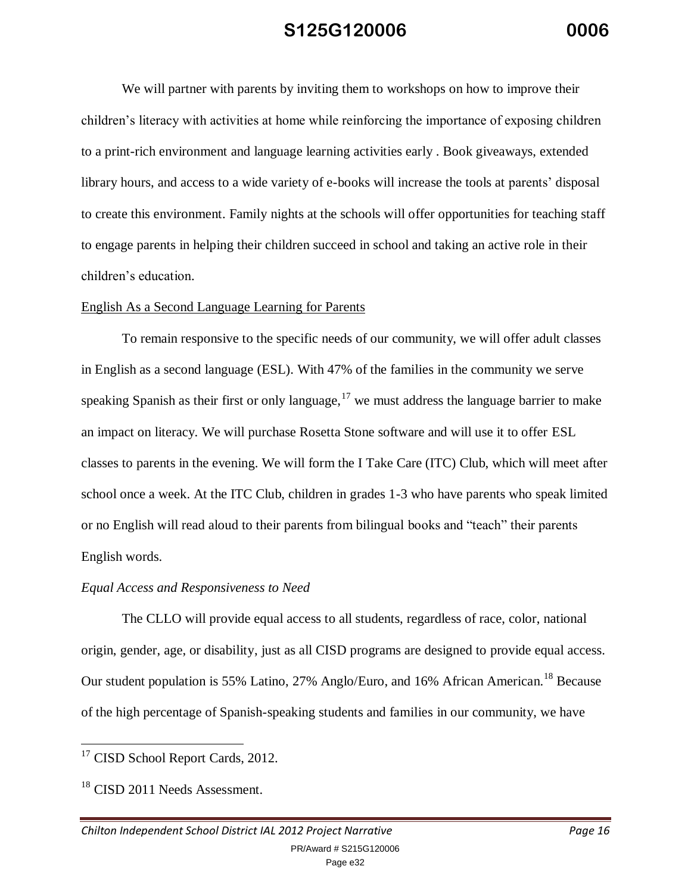We will partner with parents by inviting them to workshops on how to improve their children's literacy with activities at home while reinforcing the importance of exposing children to a print-rich environment and language learning activities early . Book giveaways, extended library hours, and access to a wide variety of e-books will increase the tools at parents' disposal to create this environment. Family nights at the schools will offer opportunities for teaching staff to engage parents in helping their children succeed in school and taking an active role in their children's education.

<u>English As a Second Language Learning for Parents</u>

To remain responsive to the specific needs of our community, we will offer adult classes in English as a second language (ESL). With 47% of the families in the community we serve speaking Spanish as their first or only language,[17] we must address the language barrier to make an impact on literacy. We will purchase Rosetta Stone software and will use it to offer ESL classes to parents in the evening. We will form the I Take Care (ITC) Club, which will meet after school once a week. At the ITC Club, children in grades 1-3 who have parents who speak limited or no English will read aloud to their parents from bilingual books and "teach" their parents English words.

*Equal Access and Responsiveness to Need*

The CLLO will provide equal access to all students, regardless of race, color, national origin, gender, age, or disability, just as all CISD programs are designed to provide equal access. Our student population is 55% Latino, 27% Anglo/Euro, and 16% African American.[18] Because of the high percentage of Spanish-speaking students and families in our community, we have

---

[17] CISD School Report Cards, 2012.

[18] CISD 2011 Needs Assessment.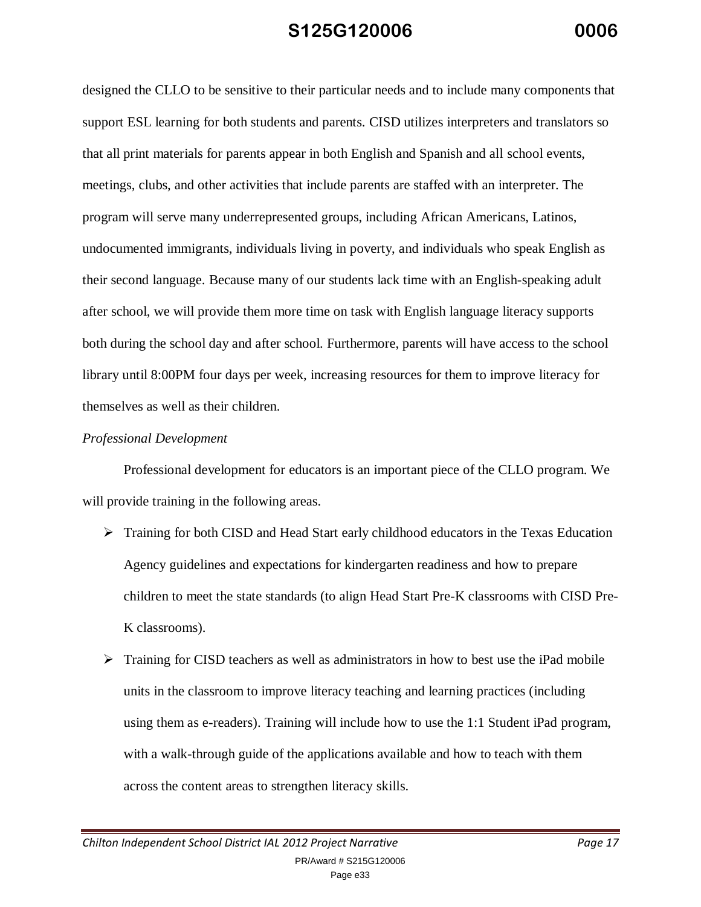designed the CLLO to be sensitive to their particular needs and to include many components that support ESL learning for both students and parents. CISD utilizes interpreters and translators so that all print materials for parents appear in both English and Spanish and all school events, meetings, clubs, and other activities that include parents are staffed with an interpreter. The program will serve many underrepresented groups, including African Americans, Latinos, undocumented immigrants, individuals living in poverty, and individuals who speak English as their second language. Because many of our students lack time with an English-speaking adult after school, we will provide them more time on task with English language literacy supports both during the school day and after school. Furthermore, parents will have access to the school library until 8:00PM four days per week, increasing resources for them to improve literacy for themselves as well as their children.

*Professional Development*

Professional development for educators is an important piece of the CLLO program. We will provide training in the following areas.

- Training for both CISD and Head Start early childhood educators in the Texas Education Agency guidelines and expectations for kindergarten readiness and how to prepare children to meet the state standards (to align Head Start Pre-K classrooms with CISD Pre-K classrooms).
- Training for CISD teachers as well as administrators in how to best use the iPad mobile units in the classroom to improve literacy teaching and learning practices (including using them as e-readers). Training will include how to use the 1:1 Student iPad program, with a walk-through guide of the applications available and how to teach with them across the content areas to strengthen literacy skills.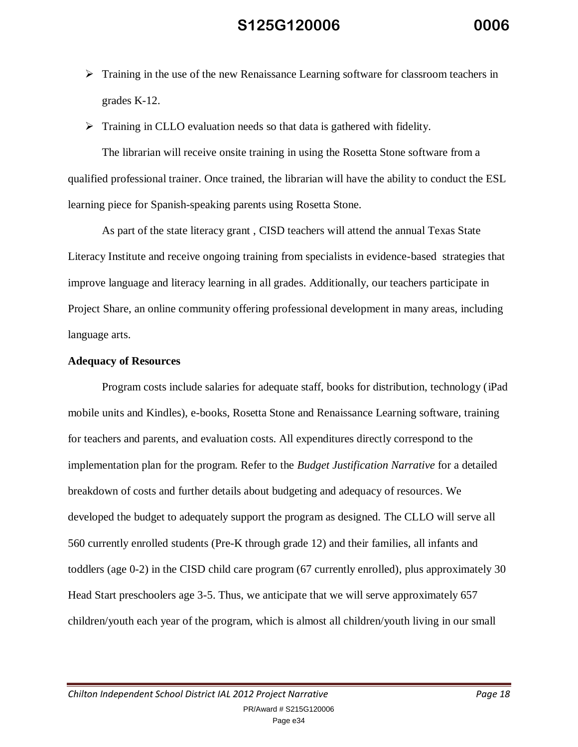- Training in the use of the new Renaissance Learning software for classroom teachers in grades K-12.
- Training in CLLO evaluation needs so that data is gathered with fidelity.

The librarian will receive onsite training in using the Rosetta Stone software from a qualified professional trainer. Once trained, the librarian will have the ability to conduct the ESL learning piece for Spanish-speaking parents using Rosetta Stone.

As part of the state literacy grant , CISD teachers will attend the annual Texas State Literacy Institute and receive ongoing training from specialists in evidence-based strategies that improve language and literacy learning in all grades. Additionally, our teachers participate in Project Share, an online community offering professional development in many areas, including language arts.

**Adequacy of Resources**

Program costs include salaries for adequate staff, books for distribution, technology (iPad mobile units and Kindles), e-books, Rosetta Stone and Renaissance Learning software, training for teachers and parents, and evaluation costs. All expenditures directly correspond to the implementation plan for the program. Refer to the *Budget Justification Narrative* for a detailed breakdown of costs and further details about budgeting and adequacy of resources. We developed the budget to adequately support the program as designed. The CLLO will serve all 560 currently enrolled students (Pre-K through grade 12) and their families, all infants and toddlers (age 0-2) in the CISD child care program (67 currently enrolled), plus approximately 30 Head Start preschoolers age 3-5. Thus, we anticipate that we will serve approximately 657 children/youth each year of the program, which is almost all children/youth living in our small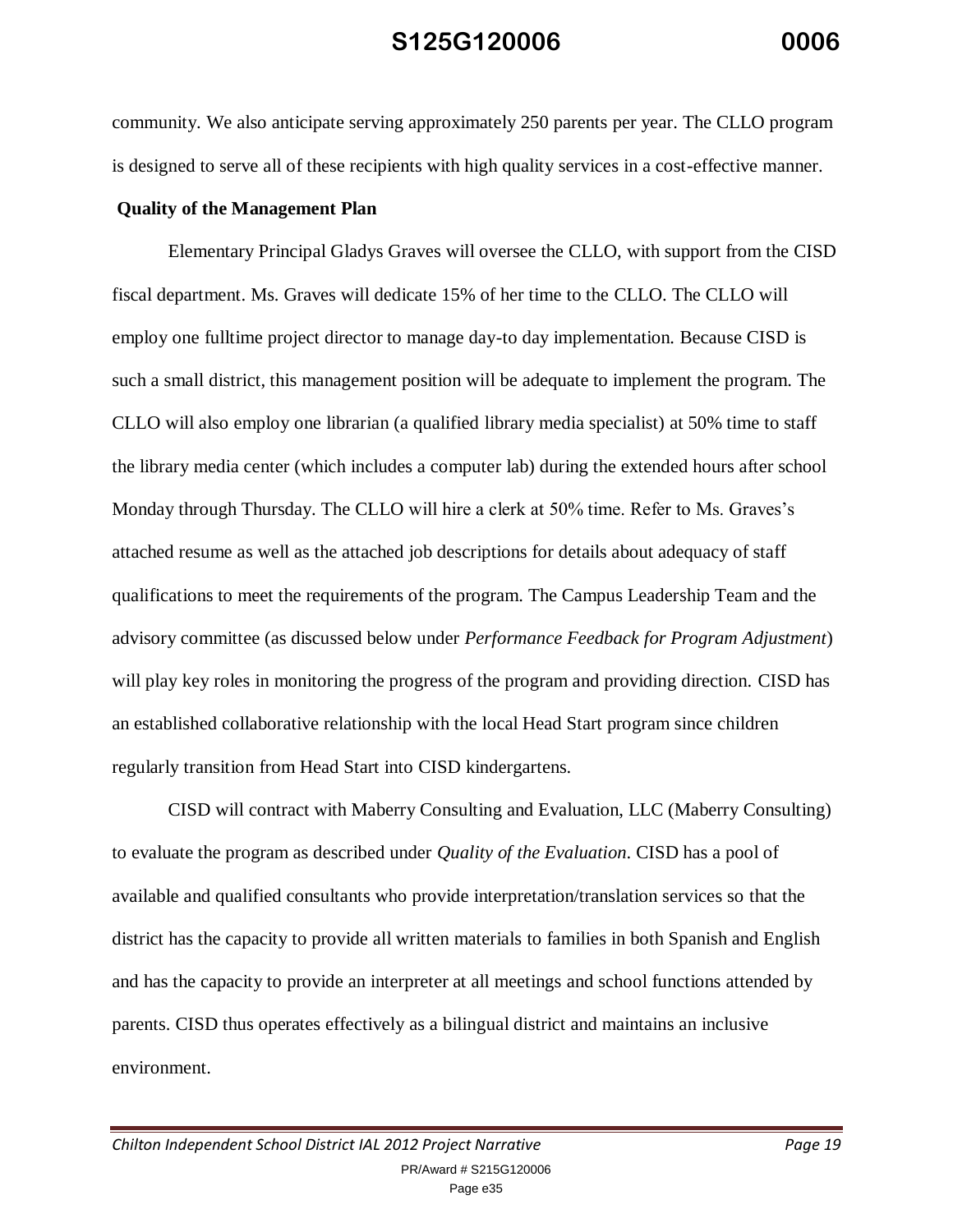community. We also anticipate serving approximately 250 parents per year. The CLLO program is designed to serve all of these recipients with high quality services in a cost-effective manner.

**Quality of the Management Plan**

Elementary Principal Gladys Graves will oversee the CLLO, with support from the CISD fiscal department. Ms. Graves will dedicate 15% of her time to the CLLO. The CLLO will employ one fulltime project director to manage day-to day implementation. Because CISD is such a small district, this management position will be adequate to implement the program. The CLLO will also employ one librarian (a qualified library media specialist) at 50% time to staff the library media center (which includes a computer lab) during the extended hours after school Monday through Thursday. The CLLO will hire a clerk at 50% time. Refer to Ms. Graves's attached resume as well as the attached job descriptions for details about adequacy of staff qualifications to meet the requirements of the program. The Campus Leadership Team and the advisory committee (as discussed below under *Performance Feedback for Program Adjustment*) will play key roles in monitoring the progress of the program and providing direction. CISD has an established collaborative relationship with the local Head Start program since children regularly transition from Head Start into CISD kindergartens.

CISD will contract with Maberry Consulting and Evaluation, LLC (Maberry Consulting) to evaluate the program as described under *Quality of the Evaluation*. CISD has a pool of available and qualified consultants who provide interpretation/translation services so that the district has the capacity to provide all written materials to families in both Spanish and English and has the capacity to provide an interpreter at all meetings and school functions attended by parents. CISD thus operates effectively as a bilingual district and maintains an inclusive environment.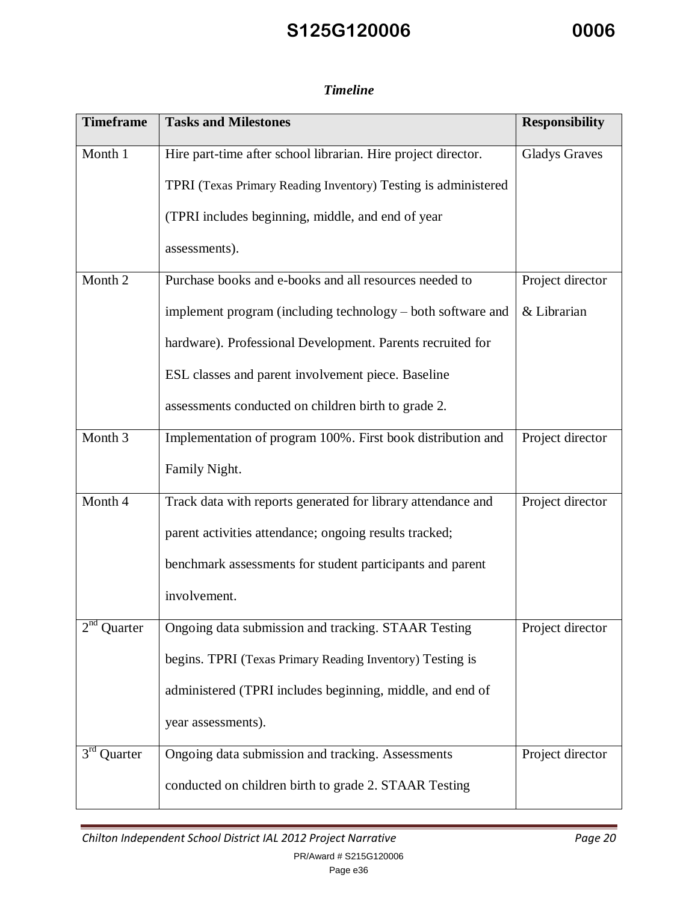*Timeline*

| Timeframe | Tasks and Milestones | Responsibility |
|---|---|---|
| Month 1 | Hire part-time after school librarian. Hire project director. TPRI (Texas Primary Reading Inventory) Testing is administered (TPRI includes beginning, middle, and end of year assessments). | Gladys Graves |
| Month 2 | Purchase books and e-books and all resources needed to implement program (including technology – both software and hardware). Professional Development. Parents recruited for ESL classes and parent involvement piece. Baseline assessments conducted on children birth to grade 2. | Project director & Librarian |
| Month 3 | Implementation of program 100%. First book distribution and Family Night. | Project director |
| Month 4 | Track data with reports generated for library attendance and parent activities attendance; ongoing results tracked; benchmark assessments for student participants and parent involvement. | Project director |
| 2nd Quarter | Ongoing data submission and tracking. STAAR Testing begins. TPRI (Texas Primary Reading Inventory) Testing is administered (TPRI includes beginning, middle, and end of year assessments). | Project director |
| 3rd Quarter | Ongoing data submission and tracking. Assessments conducted on children birth to grade 2. STAAR Testing | Project director |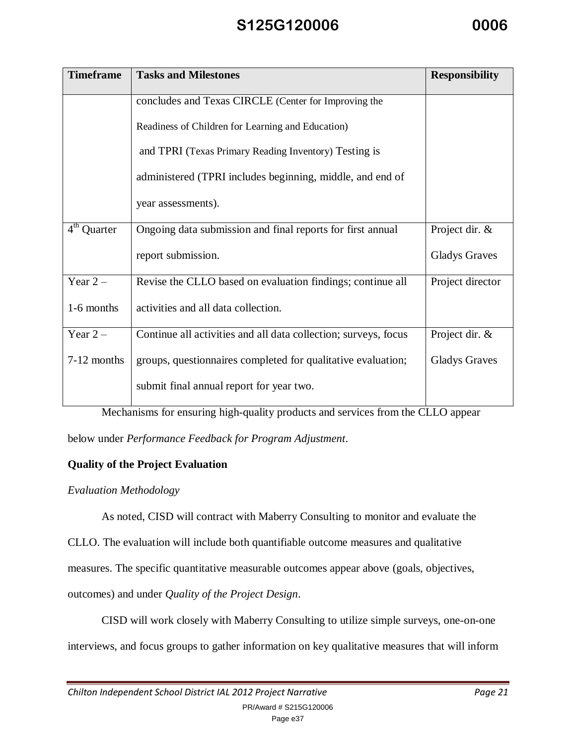| Timeframe | Tasks and Milestones | Responsibility |
|---|---|---|
| | concludes and Texas CIRCLE (Center for Improving the Readiness of Children for Learning and Education) and TPRI (Texas Primary Reading Inventory) Testing is administered (TPRI includes beginning, middle, and end of year assessments). | |
| 4th Quarter | Ongoing data submission and final reports for first annual report submission. | Project dir. & Gladys Graves |
| Year 2 – 1-6 months | Revise the CLLO based on evaluation findings; continue all activities and all data collection. | Project director |
| Year 2 – 7-12 months | Continue all activities and all data collection; surveys, focus groups, questionnaires completed for qualitative evaluation; submit final annual report for year two. | Project dir. & Gladys Graves |

Mechanisms for ensuring high-quality products and services from the CLLO appear below under *Performance Feedback for Program Adjustment*.

**Quality of the Project Evaluation**

*Evaluation Methodology*

As noted, CISD will contract with Maberry Consulting to monitor and evaluate the CLLO. The evaluation will include both quantifiable outcome measures and qualitative measures. The specific quantitative measurable outcomes appear above (goals, objectives, outcomes) and under *Quality of the Project Design*.

CISD will work closely with Maberry Consulting to utilize simple surveys, one-on-one interviews, and focus groups to gather information on key qualitative measures that will inform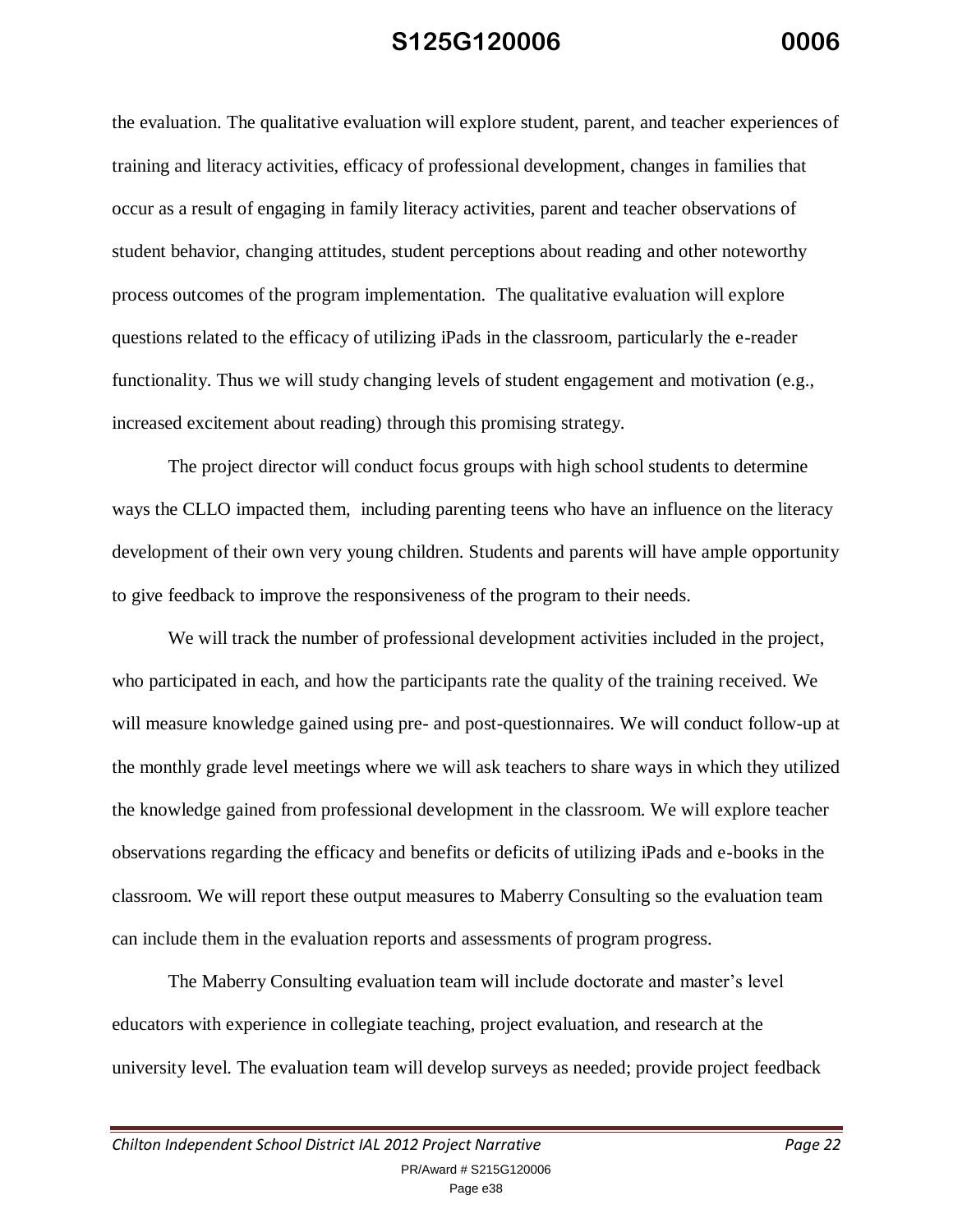the evaluation. The qualitative evaluation will explore student, parent, and teacher experiences of training and literacy activities, efficacy of professional development, changes in families that occur as a result of engaging in family literacy activities, parent and teacher observations of student behavior, changing attitudes, student perceptions about reading and other noteworthy process outcomes of the program implementation. The qualitative evaluation will explore questions related to the efficacy of utilizing iPads in the classroom, particularly the e-reader functionality. Thus we will study changing levels of student engagement and motivation (e.g., increased excitement about reading) through this promising strategy.

The project director will conduct focus groups with high school students to determine ways the CLLO impacted them, including parenting teens who have an influence on the literacy development of their own very young children. Students and parents will have ample opportunity to give feedback to improve the responsiveness of the program to their needs.

We will track the number of professional development activities included in the project, who participated in each, and how the participants rate the quality of the training received. We will measure knowledge gained using pre- and post-questionnaires. We will conduct follow-up at the monthly grade level meetings where we will ask teachers to share ways in which they utilized the knowledge gained from professional development in the classroom. We will explore teacher observations regarding the efficacy and benefits or deficits of utilizing iPads and e-books in the classroom. We will report these output measures to Maberry Consulting so the evaluation team can include them in the evaluation reports and assessments of program progress.

The Maberry Consulting evaluation team will include doctorate and master's level educators with experience in collegiate teaching, project evaluation, and research at the university level. The evaluation team will develop surveys as needed; provide project feedback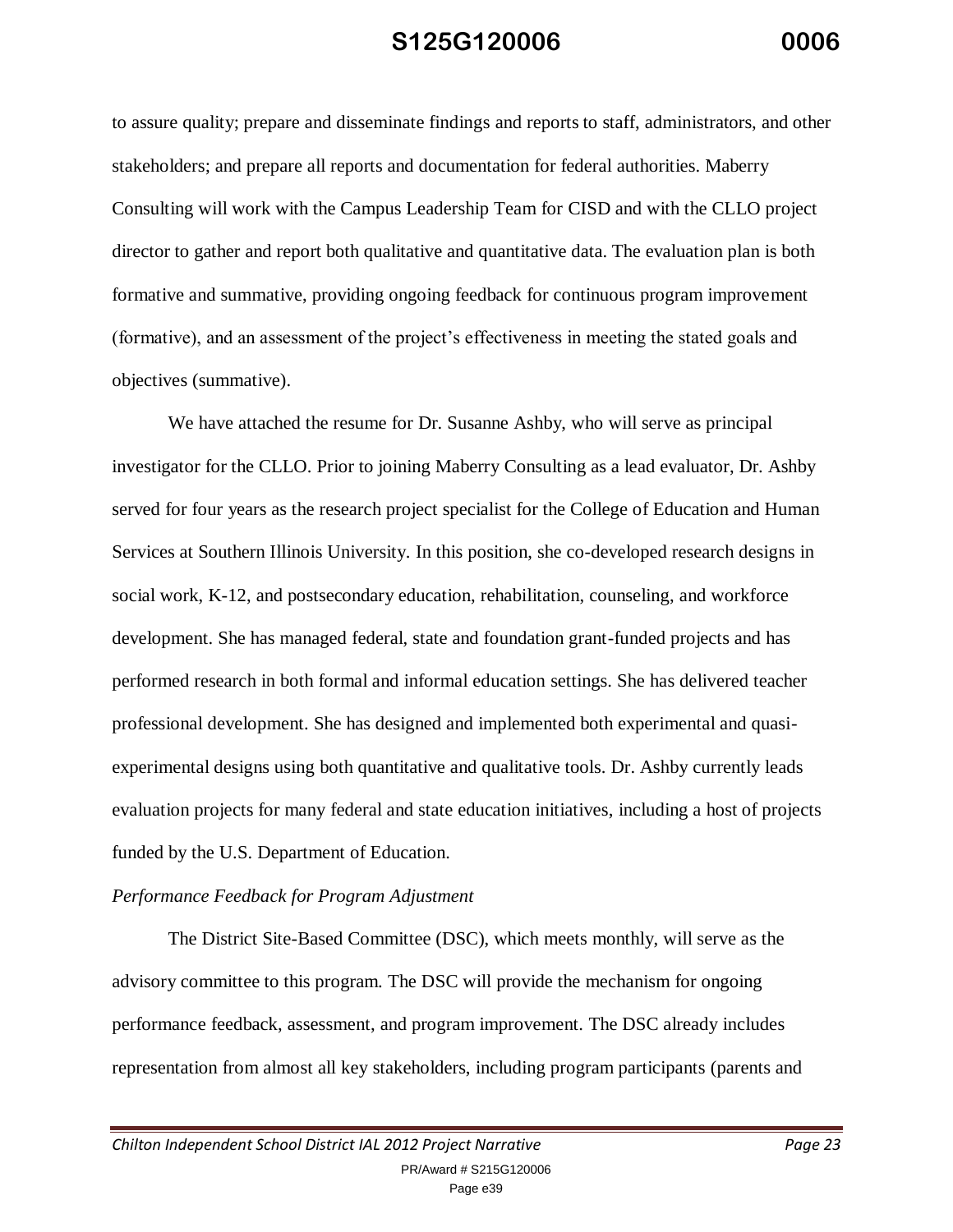to assure quality; prepare and disseminate findings and reports to staff, administrators, and other stakeholders; and prepare all reports and documentation for federal authorities. Maberry Consulting will work with the Campus Leadership Team for CISD and with the CLLO project director to gather and report both qualitative and quantitative data. The evaluation plan is both formative and summative, providing ongoing feedback for continuous program improvement (formative), and an assessment of the project's effectiveness in meeting the stated goals and objectives (summative).

We have attached the resume for Dr. Susanne Ashby, who will serve as principal investigator for the CLLO. Prior to joining Maberry Consulting as a lead evaluator, Dr. Ashby served for four years as the research project specialist for the College of Education and Human Services at Southern Illinois University. In this position, she co-developed research designs in social work, K-12, and postsecondary education, rehabilitation, counseling, and workforce development. She has managed federal, state and foundation grant-funded projects and has performed research in both formal and informal education settings. She has delivered teacher professional development. She has designed and implemented both experimental and quasi-experimental designs using both quantitative and qualitative tools. Dr. Ashby currently leads evaluation projects for many federal and state education initiatives, including a host of projects funded by the U.S. Department of Education.

*Performance Feedback for Program Adjustment*

The District Site-Based Committee (DSC), which meets monthly, will serve as the advisory committee to this program. The DSC will provide the mechanism for ongoing performance feedback, assessment, and program improvement. The DSC already includes representation from almost all key stakeholders, including program participants (parents and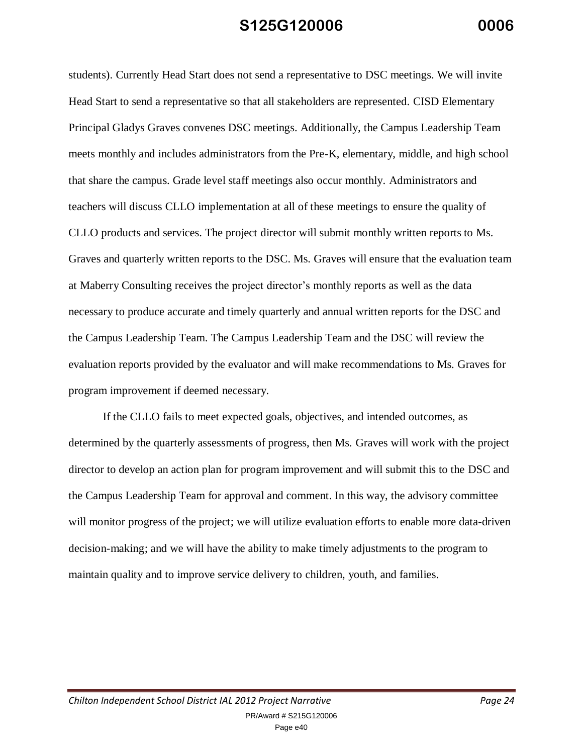students). Currently Head Start does not send a representative to DSC meetings. We will invite Head Start to send a representative so that all stakeholders are represented. CISD Elementary Principal Gladys Graves convenes DSC meetings. Additionally, the Campus Leadership Team meets monthly and includes administrators from the Pre-K, elementary, middle, and high school that share the campus. Grade level staff meetings also occur monthly. Administrators and teachers will discuss CLLO implementation at all of these meetings to ensure the quality of CLLO products and services. The project director will submit monthly written reports to Ms. Graves and quarterly written reports to the DSC. Ms. Graves will ensure that the evaluation team at Maberry Consulting receives the project director's monthly reports as well as the data necessary to produce accurate and timely quarterly and annual written reports for the DSC and the Campus Leadership Team. The Campus Leadership Team and the DSC will review the evaluation reports provided by the evaluator and will make recommendations to Ms. Graves for program improvement if deemed necessary.

If the CLLO fails to meet expected goals, objectives, and intended outcomes, as determined by the quarterly assessments of progress, then Ms. Graves will work with the project director to develop an action plan for program improvement and will submit this to the DSC and the Campus Leadership Team for approval and comment. In this way, the advisory committee will monitor progress of the project; we will utilize evaluation efforts to enable more data-driven decision-making; and we will have the ability to make timely adjustments to the program to maintain quality and to improve service delivery to children, youth, and families.